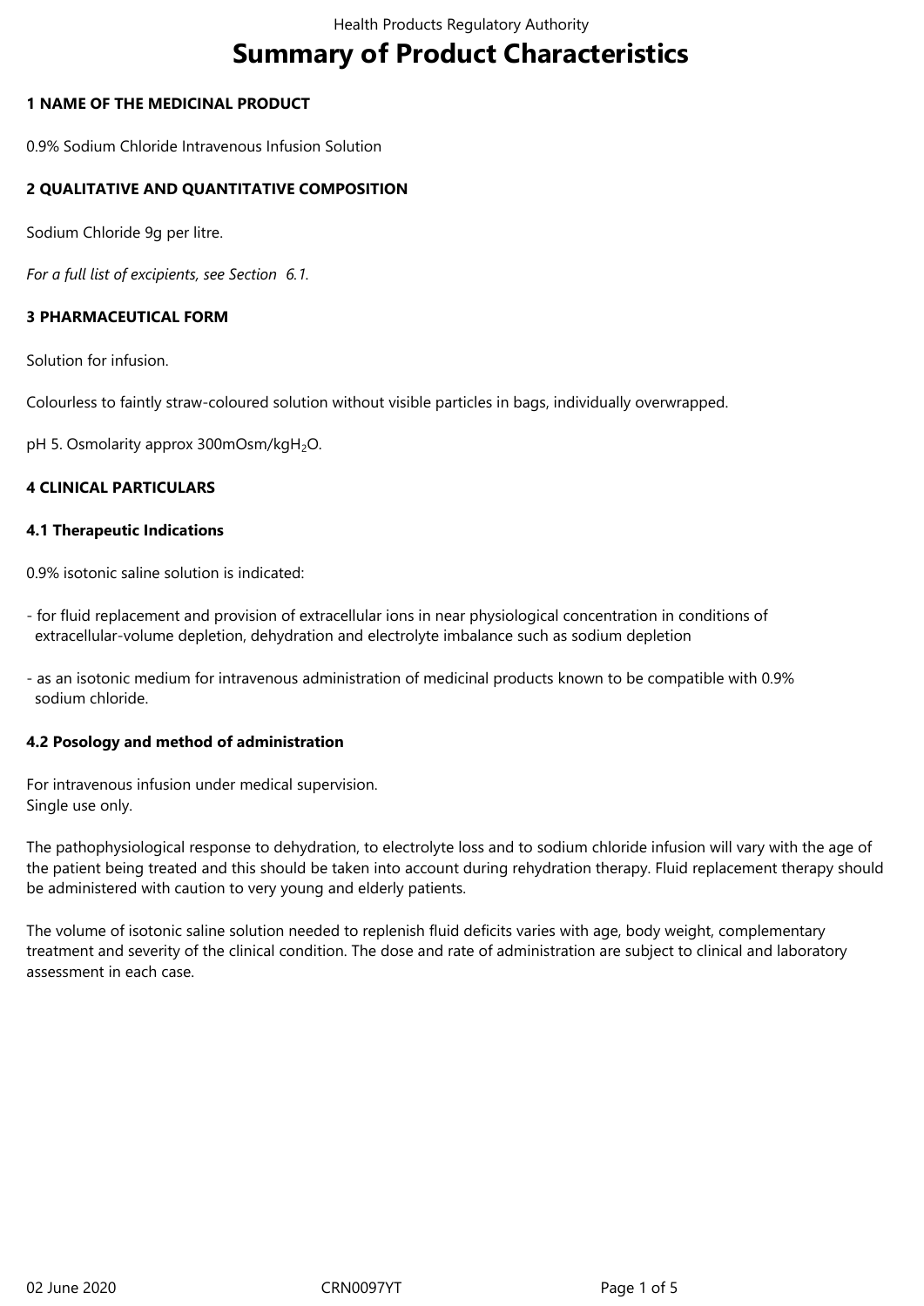# Summary of Product Characteristics

## 1 NAME OF THE MEDICINAL PRODUCT

0.9% Sodium Chloride Intravenous Infusion Solution

## 2 QUALITATIVE AND QUANTITATIVE COMPOSITION

Sodium Chloride 9g per litre.

*For a full list of excipients, see Section 6.1.*

## 3 PHARMACEUTICAL FORM

Solution for infusion.

Colourless to faintly straw-coloured solution without visible particles in bags, individually overwrapped.

pH 5. Osmolarity approx 300mOsm/kg$H_2O$.

## 4 CLINICAL PARTICULARS

### 4.1 Therapeutic Indications

0.9% isotonic saline solution is indicated:

- for fluid replacement and provision of extracellular ions in near physiological concentration in conditions of extracellular-volume depletion, dehydration and electrolyte imbalance such as sodium depletion

- as an isotonic medium for intravenous administration of medicinal products known to be compatible with 0.9% sodium chloride.

### 4.2 Posology and method of administration

For intravenous infusion under medical supervision.
Single use only.

The pathophysiological response to dehydration, to electrolyte loss and to sodium chloride infusion will vary with the age of the patient being treated and this should be taken into account during rehydration therapy. Fluid replacement therapy should be administered with caution to very young and elderly patients.

The volume of isotonic saline solution needed to replenish fluid deficits varies with age, body weight, complementary treatment and severity of the clinical condition. The dose and rate of administration are subject to clinical and laboratory assessment in each case.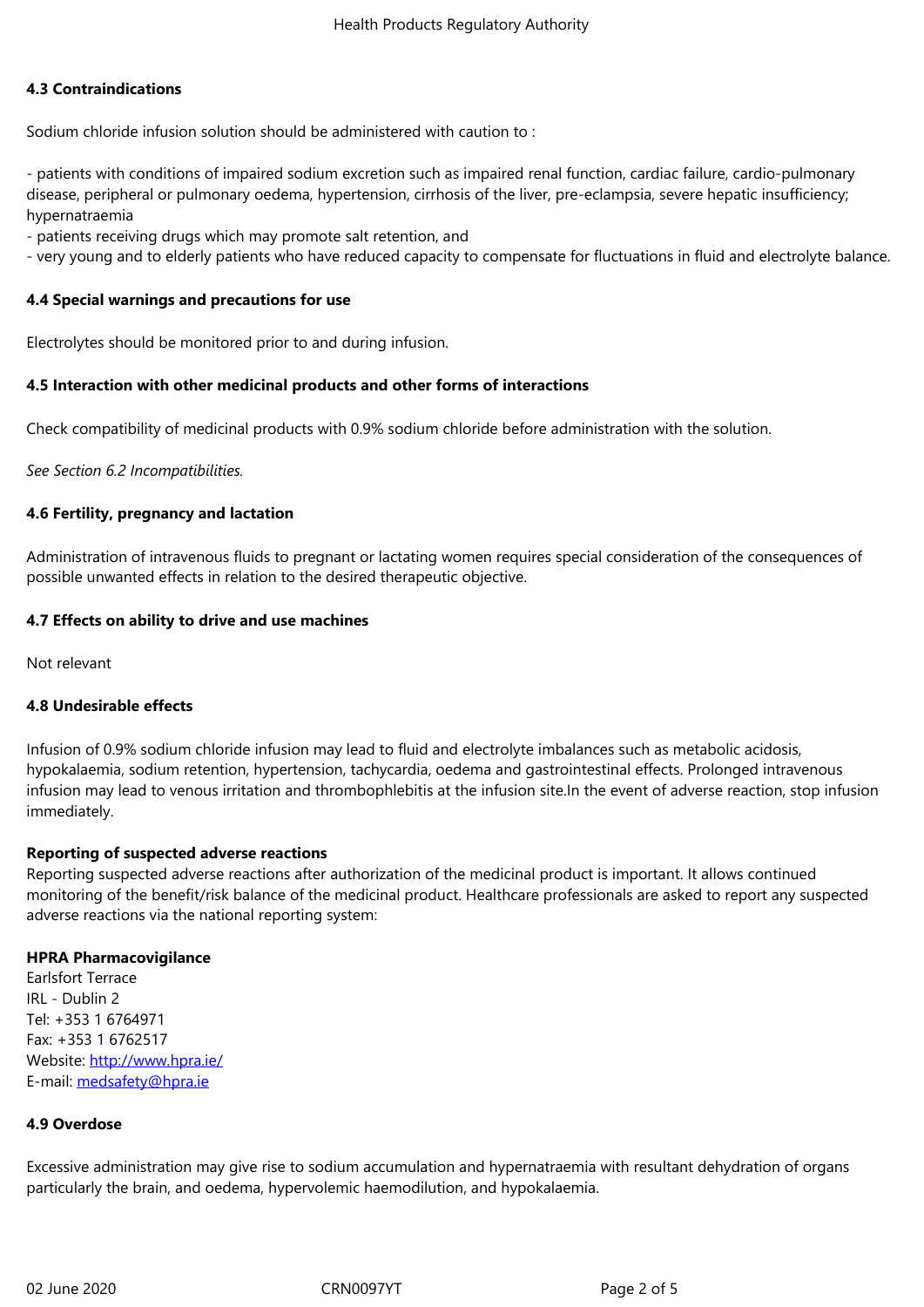#### 4.3 Contraindications

Sodium chloride infusion solution should be administered with caution to :

- patients with conditions of impaired sodium excretion such as impaired renal function, cardiac failure, cardio-pulmonary disease, peripheral or pulmonary oedema, hypertension, cirrhosis of the liver, pre-eclampsia, severe hepatic insufficiency; hypernatraemia
- patients receiving drugs which may promote salt retention, and
- very young and to elderly patients who have reduced capacity to compensate for fluctuations in fluid and electrolyte balance.

#### 4.4 Special warnings and precautions for use

Electrolytes should be monitored prior to and during infusion.

#### 4.5 Interaction with other medicinal products and other forms of interactions

Check compatibility of medicinal products with 0.9% sodium chloride before administration with the solution.

*See Section 6.2 Incompatibilities.*

#### 4.6 Fertility, pregnancy and lactation

Administration of intravenous fluids to pregnant or lactating women requires special consideration of the consequences of possible unwanted effects in relation to the desired therapeutic objective.

#### 4.7 Effects on ability to drive and use machines

Not relevant

#### 4.8 Undesirable effects

Infusion of 0.9% sodium chloride infusion may lead to fluid and electrolyte imbalances such as metabolic acidosis, hypokalaemia, sodium retention, hypertension, tachycardia, oedema and gastrointestinal effects. Prolonged intravenous infusion may lead to venous irritation and thrombophlebitis at the infusion site.In the event of adverse reaction, stop infusion immediately.

**Reporting of suspected adverse reactions**
Reporting suspected adverse reactions after authorization of the medicinal product is important. It allows continued monitoring of the benefit/risk balance of the medicinal product. Healthcare professionals are asked to report any suspected adverse reactions via the national reporting system:

**HPRA Pharmacovigilance**
Earlsfort Terrace
IRL - Dublin 2
Tel: +353 1 6764971
Fax: +353 1 6762517
Website: http://www.hpra.ie/
E-mail: medsafety@hpra.ie

#### 4.9 Overdose

Excessive administration may give rise to sodium accumulation and hypernatraemia with resultant dehydration of organs particularly the brain, and oedema, hypervolemic haemodilution, and hypokalaemia.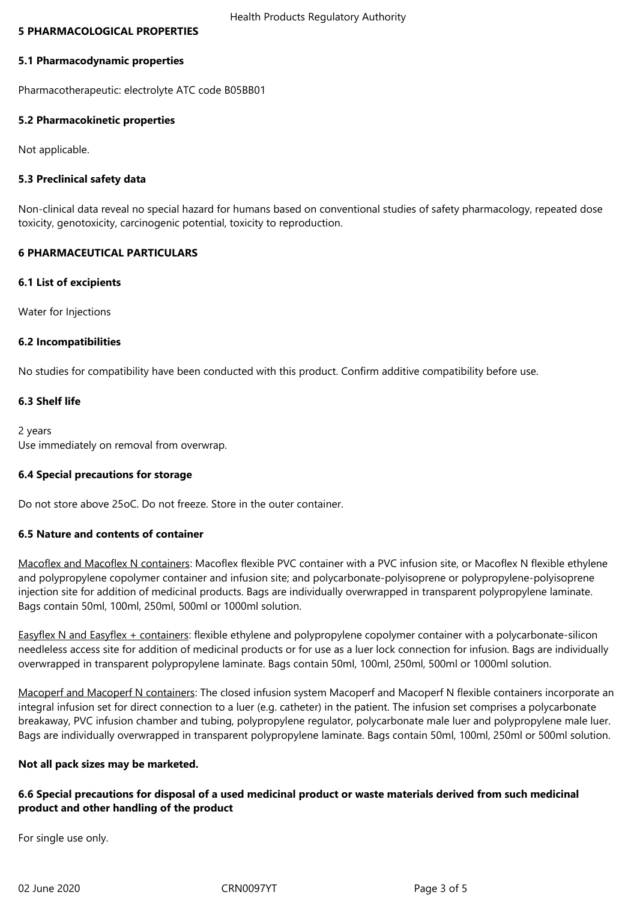## 5 PHARMACOLOGICAL PROPERTIES

### 5.1 Pharmacodynamic properties

Pharmacotherapeutic: electrolyte ATC code B05BB01

### 5.2 Pharmacokinetic properties

Not applicable.

### 5.3 Preclinical safety data

Non-clinical data reveal no special hazard for humans based on conventional studies of safety pharmacology, repeated dose toxicity, genotoxicity, carcinogenic potential, toxicity to reproduction.

## 6 PHARMACEUTICAL PARTICULARS

### 6.1 List of excipients

Water for Injections

### 6.2 Incompatibilities

No studies for compatibility have been conducted with this product. Confirm additive compatibility before use.

### 6.3 Shelf life

2 years
Use immediately on removal from overwrap.

### 6.4 Special precautions for storage

Do not store above 25oC. Do not freeze. Store in the outer container.

### 6.5 Nature and contents of container

Macoflex and Macoflex N containers: Macoflex flexible PVC container with a PVC infusion site, or Macoflex N flexible ethylene and polypropylene copolymer container and infusion site; and polycarbonate-polyisoprene or polypropylene-polyisoprene injection site for addition of medicinal products. Bags are individually overwrapped in transparent polypropylene laminate. Bags contain 50ml, 100ml, 250ml, 500ml or 1000ml solution.

Easyflex N and Easyflex + containers: flexible ethylene and polypropylene copolymer container with a polycarbonate-silicon needleless access site for addition of medicinal products or for use as a luer lock connection for infusion. Bags are individually overwrapped in transparent polypropylene laminate. Bags contain 50ml, 100ml, 250ml, 500ml or 1000ml solution.

Macoperf and Macoperf N containers: The closed infusion system Macoperf and Macoperf N flexible containers incorporate an integral infusion set for direct connection to a luer (e.g. catheter) in the patient. The infusion set comprises a polycarbonate breakaway, PVC infusion chamber and tubing, polypropylene regulator, polycarbonate male luer and polypropylene male luer. Bags are individually overwrapped in transparent polypropylene laminate. Bags contain 50ml, 100ml, 250ml or 500ml solution.

**Not all pack sizes may be marketed.**

### 6.6 Special precautions for disposal of a used medicinal product or waste materials derived from such medicinal product and other handling of the product

For single use only.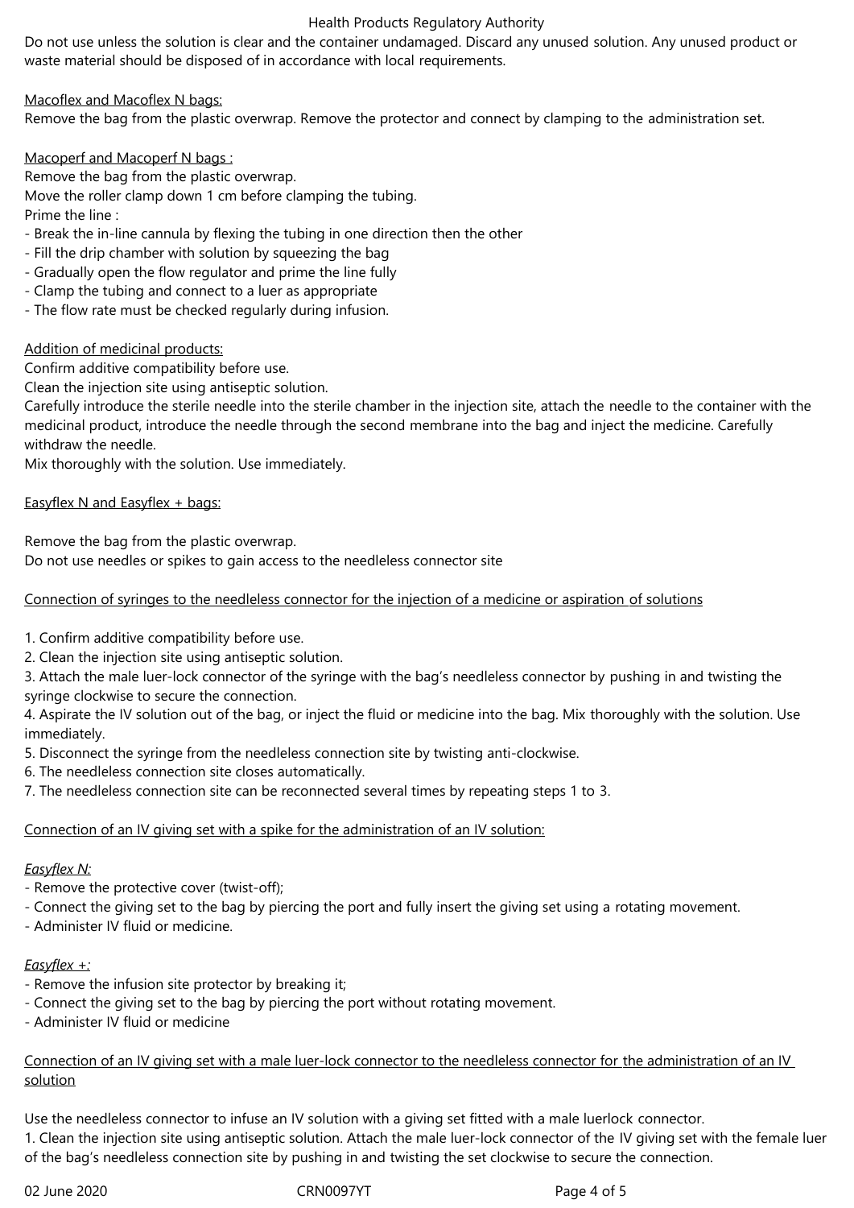Do not use unless the solution is clear and the container undamaged. Discard any unused solution. Any unused product or waste material should be disposed of in accordance with local requirements.

<u>Macoflex and Macoflex N bags:</u>
Remove the bag from the plastic overwrap. Remove the protector and connect by clamping to the administration set.

<u>Macoperf and Macoperf N bags :</u>
Remove the bag from the plastic overwrap.
Move the roller clamp down 1 cm before clamping the tubing.
Prime the line :
- Break the in-line cannula by flexing the tubing in one direction then the other
- Fill the drip chamber with solution by squeezing the bag
- Gradually open the flow regulator and prime the line fully
- Clamp the tubing and connect to a luer as appropriate
- The flow rate must be checked regularly during infusion.

<u>Addition of medicinal products:</u>
Confirm additive compatibility before use.
Clean the injection site using antiseptic solution.
Carefully introduce the sterile needle into the sterile chamber in the injection site, attach the needle to the container with the medicinal product, introduce the needle through the second membrane into the bag and inject the medicine. Carefully withdraw the needle.
Mix thoroughly with the solution. Use immediately.

<u>Easyflex N and Easyflex + bags:</u>

Remove the bag from the plastic overwrap.
Do not use needles or spikes to gain access to the needleless connector site

<u>Connection of syringes to the needleless connector for the injection of a medicine or aspiration of solutions</u>

1. Confirm additive compatibility before use.
2. Clean the injection site using antiseptic solution.
3. Attach the male luer-lock connector of the syringe with the bag's needleless connector by pushing in and twisting the syringe clockwise to secure the connection.
4. Aspirate the IV solution out of the bag, or inject the fluid or medicine into the bag. Mix thoroughly with the solution. Use immediately.
5. Disconnect the syringe from the needleless connection site by twisting anti-clockwise.
6. The needleless connection site closes automatically.
7. The needleless connection site can be reconnected several times by repeating steps 1 to 3.

<u>Connection of an IV giving set with a spike for the administration of an IV solution:</u>

<u>*Easyflex N:*</u>
- Remove the protective cover (twist-off);
- Connect the giving set to the bag by piercing the port and fully insert the giving set using a rotating movement.
- Administer IV fluid or medicine.

<u>*Easyflex +:*</u>
- Remove the infusion site protector by breaking it;
- Connect the giving set to the bag by piercing the port without rotating movement.
- Administer IV fluid or medicine

<u>Connection of an IV giving set with a male luer-lock connector to the needleless connector for the administration of an IV solution</u>

Use the needleless connector to infuse an IV solution with a giving set fitted with a male luerlock connector.
1. Clean the injection site using antiseptic solution. Attach the male luer-lock connector of the IV giving set with the female luer of the bag's needleless connection site by pushing in and twisting the set clockwise to secure the connection.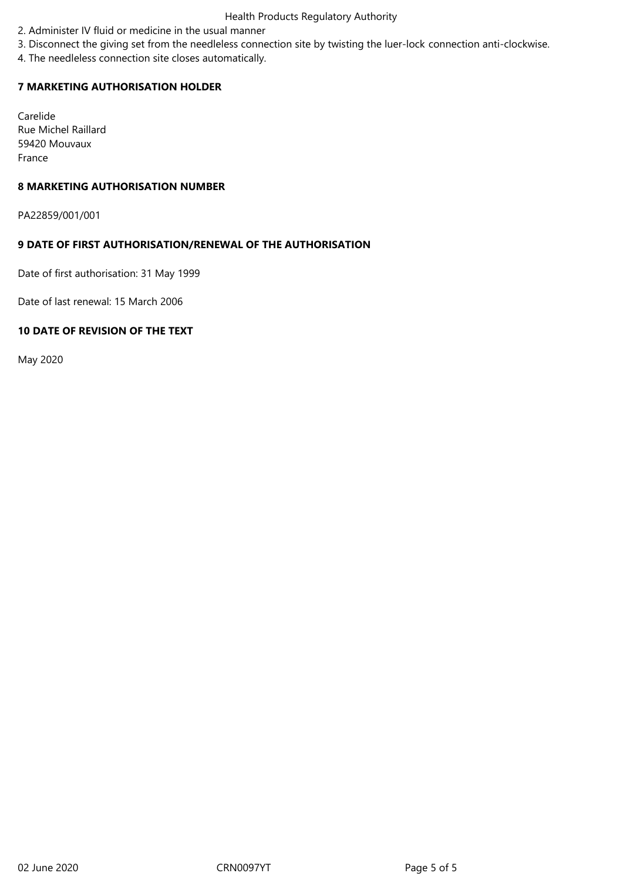2. Administer IV fluid or medicine in the usual manner
3. Disconnect the giving set from the needleless connection site by twisting the luer-lock connection anti-clockwise.
4. The needleless connection site closes automatically.

## 7 MARKETING AUTHORISATION HOLDER

Carelide
Rue Michel Raillard
59420 Mouvaux
France

## 8 MARKETING AUTHORISATION NUMBER

PA22859/001/001

## 9 DATE OF FIRST AUTHORISATION/RENEWAL OF THE AUTHORISATION

Date of first authorisation: 31 May 1999

Date of last renewal: 15 March 2006

## 10 DATE OF REVISION OF THE TEXT

May 2020